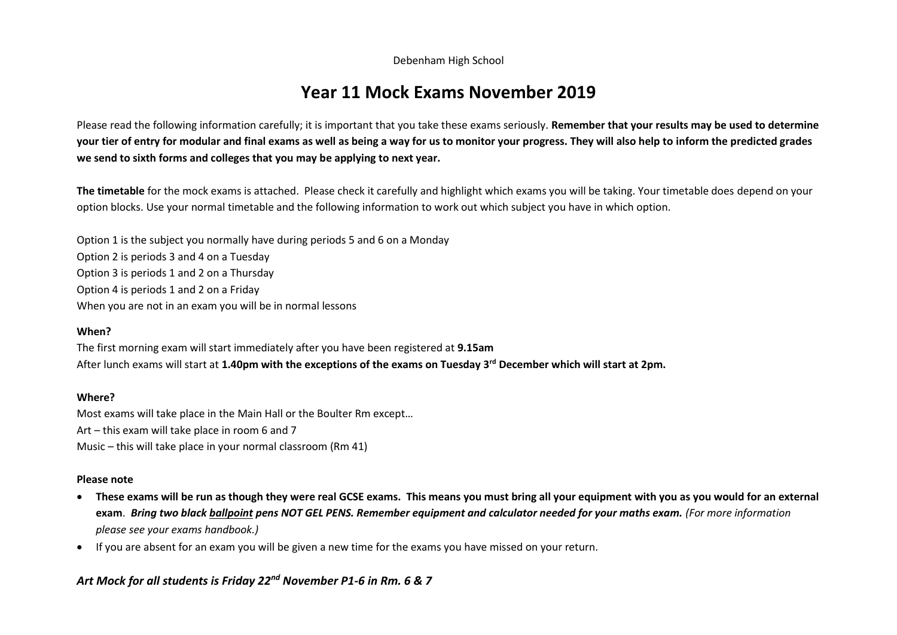Debenham High School

# Year 11 Mock Exams November 2019

Please read the following information carefully; it is important that you take these exams seriously. **Remember that your results may be used to determine your tier of entry for modular and final exams as well as being a way for us to monitor your progress. They will also help to inform the predicted grades we send to sixth forms and colleges that you may be applying to next year.**

**The timetable** for the mock exams is attached. Please check it carefully and highlight which exams you will be taking. Your timetable does depend on your option blocks. Use your normal timetable and the following information to work out which subject you have in which option.

Option 1 is the subject you normally have during periods 5 and 6 on a Monday
Option 2 is periods 3 and 4 on a Tuesday
Option 3 is periods 1 and 2 on a Thursday
Option 4 is periods 1 and 2 on a Friday
When you are not in an exam you will be in normal lessons

**When?**

The first morning exam will start immediately after you have been registered at **9.15am**
After lunch exams will start at **1.40pm with the exceptions of the exams on Tuesday 3rd December which will start at 2pm.**

**Where?**

Most exams will take place in the Main Hall or the Boulter Rm except…
Art – this exam will take place in room 6 and 7
Music – this will take place in your normal classroom (Rm 41)

**Please note**

- **These exams will be run as though they were real GCSE exams. This means you must bring all your equipment with you as you would for an external exam**. ***Bring two black <u>ballpoint</u> pens NOT GEL PENS. Remember equipment and calculator needed for your maths exam.*** *(For more information please see your exams handbook.)*
- If you are absent for an exam you will be given a new time for the exams you have missed on your return.

***Art Mock for all students is Friday 22nd November P1-6 in Rm. 6 & 7***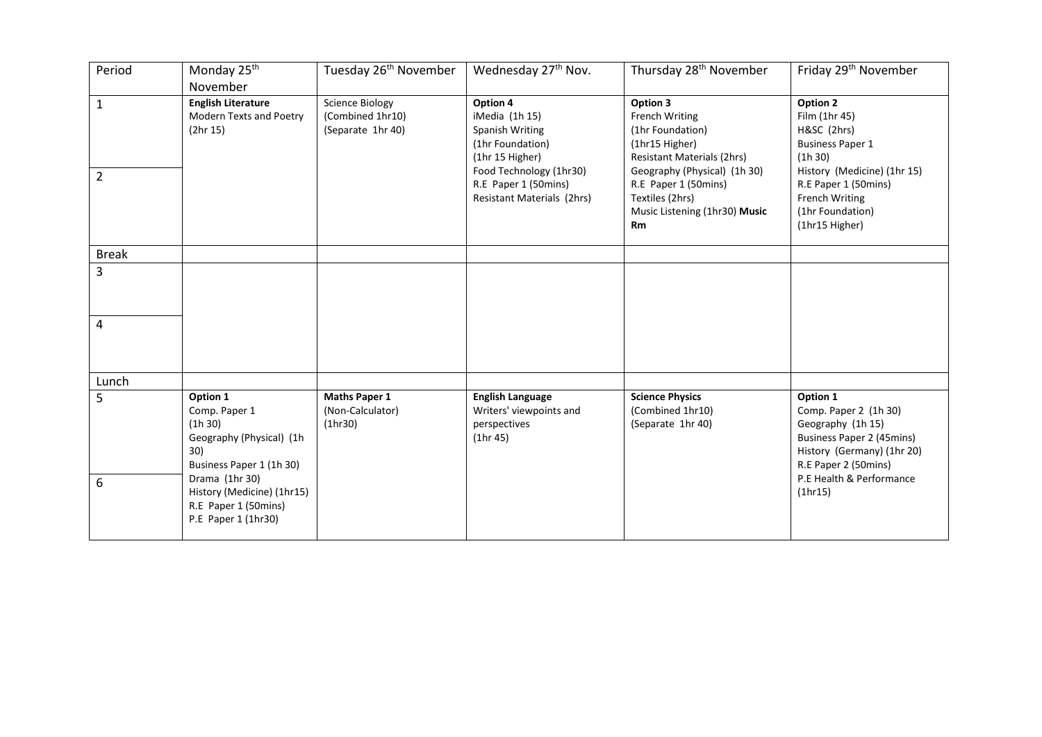| Period | Monday 25th November | Tuesday 26th November | Wednesday 27th Nov. | Thursday 28th November | Friday 29th November |
|---|---|---|---|---|---|
| 1<br><br>2 | **English Literature**<br>Modern Texts and Poetry (2hr 15) | Science Biology<br>(Combined 1hr10)<br>(Separate 1hr 40) | **Option 4**<br>iMedia (1h 15)<br>Spanish Writing<br>(1hr Foundation)<br>(1hr 15 Higher)<br>Food Technology (1hr30)<br>R.E Paper 1 (50mins)<br>Resistant Materials (2hrs) | **Option 3**<br>French Writing<br>(1hr Foundation)<br>(1hr15 Higher)<br>Resistant Materials (2hrs)<br>Geography (Physical) (1h 30)<br>R.E Paper 1 (50mins)<br>Textiles (2hrs)<br>Music Listening (1hr30) **Music Rm** | **Option 2**<br>Film (1hr 45)<br>H&SC (2hrs)<br>Business Paper 1<br>(1h 30)<br>History (Medicine) (1hr 15)<br>R.E Paper 1 (50mins)<br>French Writing<br>(1hr Foundation)<br>(1hr15 Higher) |
| Break | | | | | |
| 3 | | | | | |
| 4 | | | | | |
| Lunch | | | | | |
| 5<br><br>6 | **Option 1**<br>Comp. Paper 1<br>(1h 30)<br>Geography (Physical) (1h 30)<br>Business Paper 1 (1h 30)<br>Drama (1hr 30)<br>History (Medicine) (1hr15)<br>R.E Paper 1 (50mins)<br>P.E Paper 1 (1hr30) | **Maths Paper 1**<br>(Non-Calculator)<br>(1hr30) | **English Language**<br>Writers' viewpoints and perspectives<br>(1hr 45) | **Science Physics**<br>(Combined 1hr10)<br>(Separate 1hr 40) | **Option 1**<br>Comp. Paper 2 (1h 30)<br>Geography (1h 15)<br>Business Paper 2 (45mins)<br>History (Germany) (1hr 20)<br>R.E Paper 2 (50mins)<br>P.E Health & Performance (1hr15) |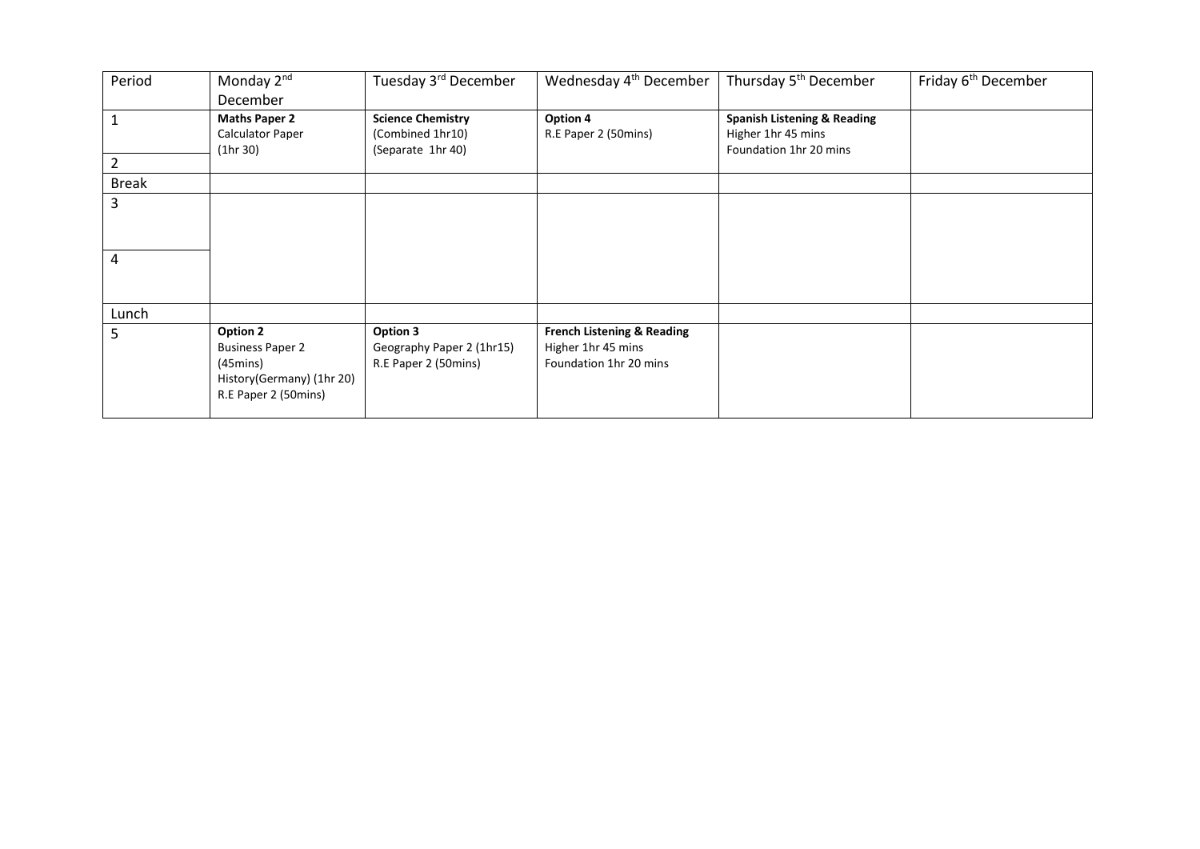| Period | Monday 2nd December | Tuesday 3rd December | Wednesday 4th December | Thursday 5th December | Friday 6th December |
|---|---|---|---|---|---|
| 1 | **Maths Paper 2**<br>Calculator Paper<br>(1hr 30) | **Science Chemistry**<br>(Combined 1hr10)<br>(Separate 1hr 40) | **Option 4**<br>R.E Paper 2 (50mins) | **Spanish Listening & Reading**<br>Higher 1hr 45 mins<br>Foundation 1hr 20 mins | |
| 2 | | | | | |
| Break | | | | | |
| 3 | | | | | |
| 4 | | | | | |
| Lunch | | | | | |
| 5 | **Option 2**<br>Business Paper 2<br>(45mins)<br>History(Germany) (1hr 20)<br>R.E Paper 2 (50mins) | **Option 3**<br>Geography Paper 2 (1hr15)<br>R.E Paper 2 (50mins) | **French Listening & Reading**<br>Higher 1hr 45 mins<br>Foundation 1hr 20 mins | | |